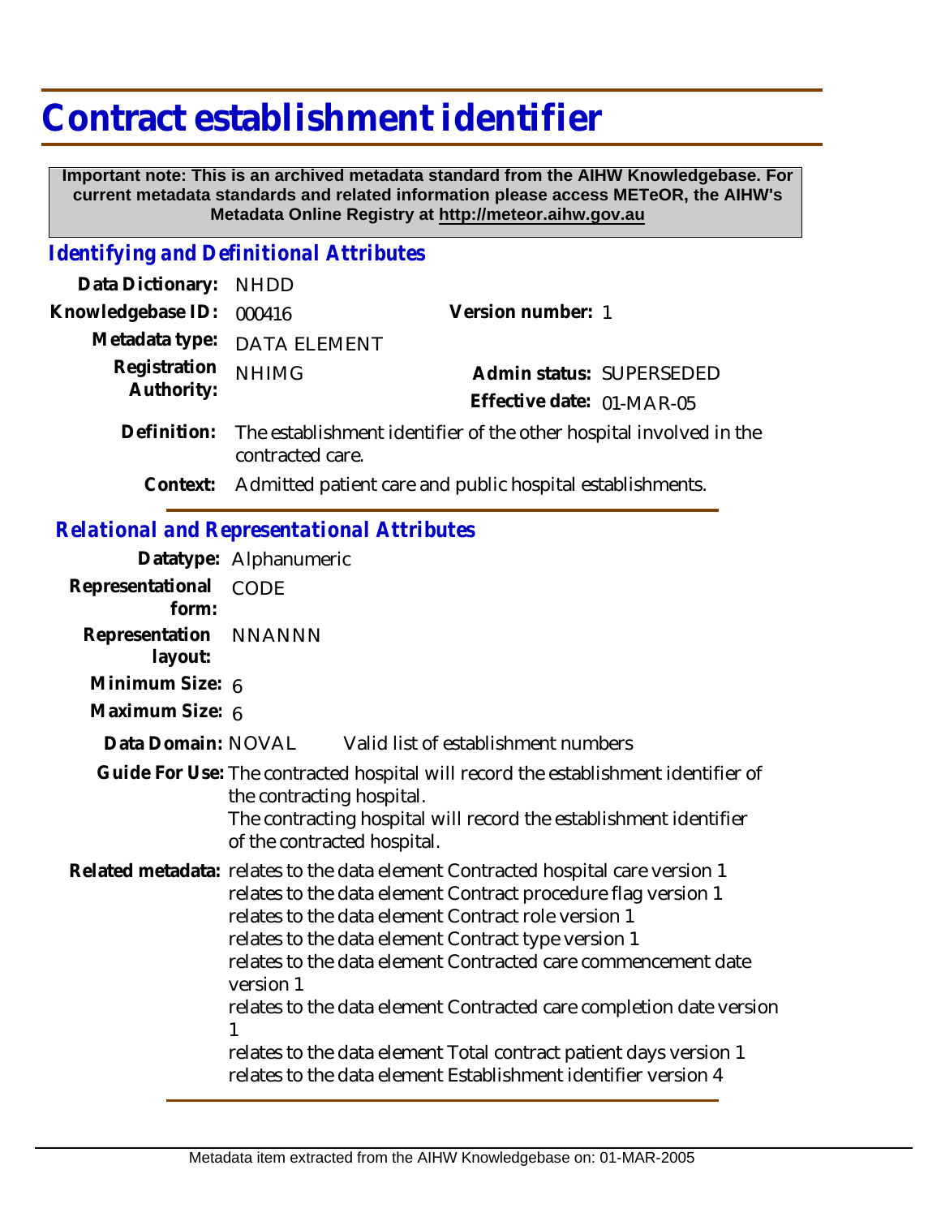# Contract establishment identifier

**Important note: This is an archived metadata standard from the AIHW Knowledgebase. For current metadata standards and related information please access METeOR, the AIHW's Metadata Online Registry at http://meteor.aihw.gov.au**

## *Identifying and Definitional Attributes*

**Data Dictionary:** NHDD

**Knowledgebase ID:** 000416

**Version number:** 1

**Metadata type:** DATA ELEMENT

**Registration Authority:** NHIMG

**Admin status:** SUPERSEDED

**Effective date:** 01-MAR-05

**Definition:** The establishment identifier of the other hospital involved in the contracted care.

**Context:** Admitted patient care and public hospital establishments.

## *Relational and Representational Attributes*

**Datatype:** Alphanumeric

**Representational form:** CODE

**Representation layout:** NNANNN

**Minimum Size:** 6

**Maximum Size:** 6

**Data Domain:** NOVAL Valid list of establishment numbers

**Guide For Use:** The contracted hospital will record the establishment identifier of the contracting hospital.
The contracting hospital will record the establishment identifier of the contracted hospital.

**Related metadata:** relates to the data element Contracted hospital care version 1
relates to the data element Contract procedure flag version 1
relates to the data element Contract role version 1
relates to the data element Contract type version 1
relates to the data element Contracted care commencement date version 1
relates to the data element Contracted care completion date version 1
relates to the data element Total contract patient days version 1
relates to the data element Establishment identifier version 4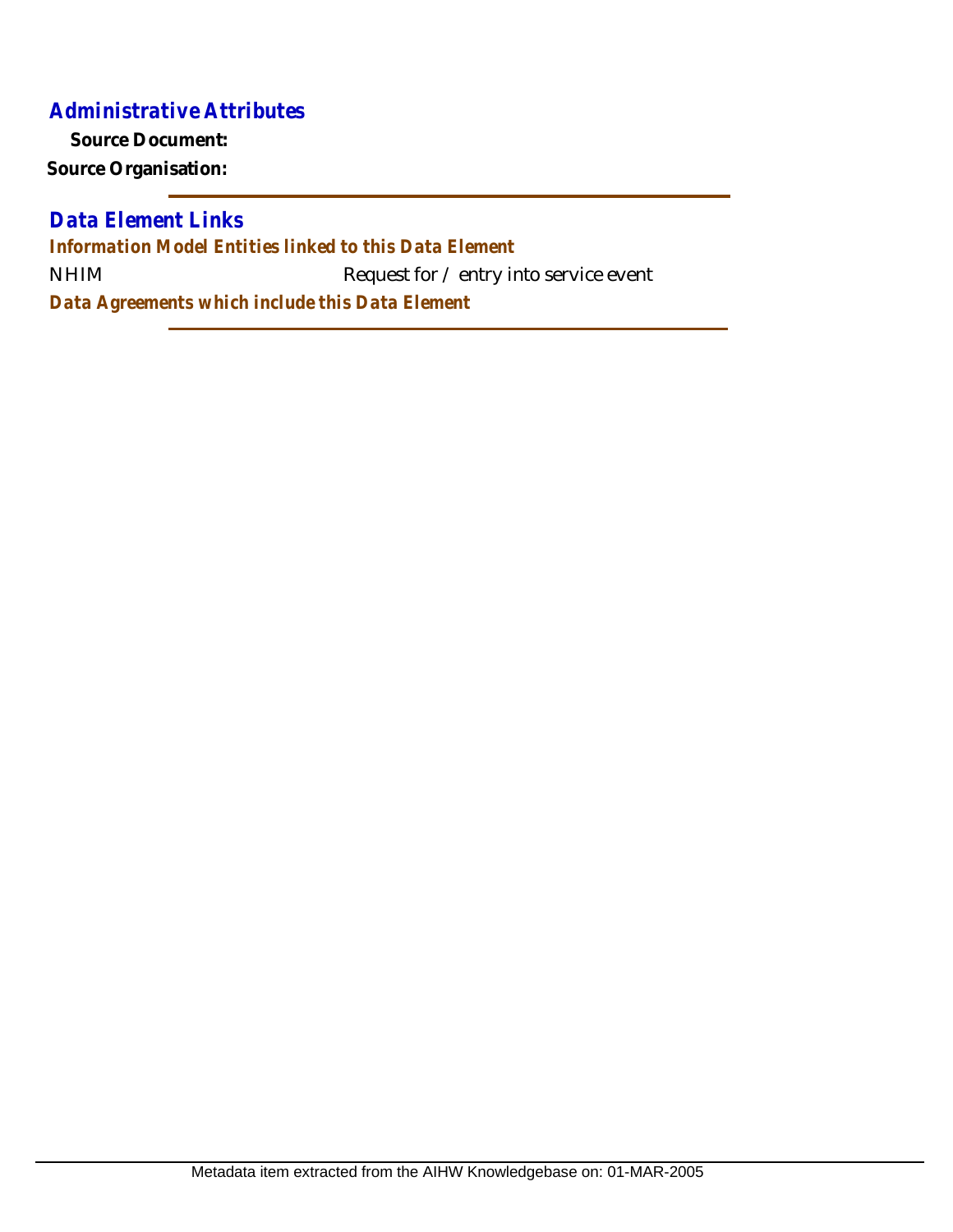## Administrative Attributes

**Source Document:**

**Source Organisation:**

---

## Data Element Links

***Information Model Entities linked to this Data Element***

| | |
|---|---|
| NHIM | Request for / entry into service event |

***Data Agreements which include this Data Element***

---

Metadata item extracted from the AIHW Knowledgebase on: 01-MAR-2005